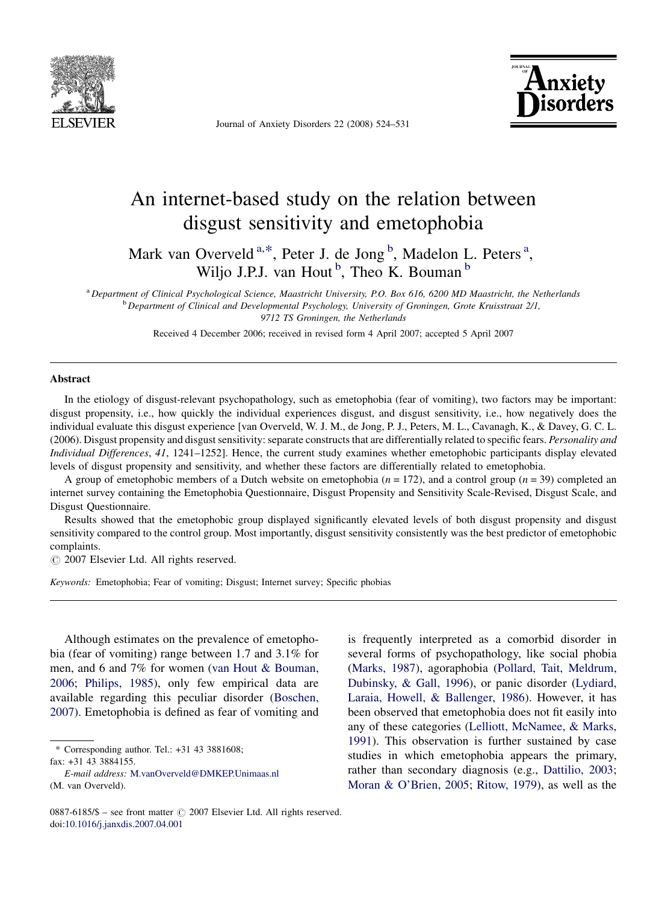# An internet-based study on the relation between disgust sensitivity and emetophobia

Mark van Overveld [a,*], Peter J. de Jong [b], Madelon L. Peters [a], Wiljo J.P.J. van Hout [b], Theo K. Bouman [b]

[a] Department of Clinical Psychological Science, Maastricht University, P.O. Box 616, 6200 MD Maastricht, the Netherlands
[b] Department of Clinical and Developmental Psychology, University of Groningen, Grote Kruisstraat 2/1, 9712 TS Groningen, the Netherlands

Received 4 December 2006; received in revised form 4 April 2007; accepted 5 April 2007

## Abstract

In the etiology of disgust-relevant psychopathology, such as emetophobia (fear of vomiting), two factors may be important: disgust propensity, i.e., how quickly the individual experiences disgust, and disgust sensitivity, i.e., how negatively does the individual evaluate this disgust experience [van Overveld, W. J. M., de Jong, P. J., Peters, M. L., Cavanagh, K., & Davey, G. C. L. (2006). Disgust propensity and disgust sensitivity: separate constructs that are differentially related to specific fears. *Personality and Individual Differences*, *41*, 1241–1252]. Hence, the current study examines whether emetophobic participants display elevated levels of disgust propensity and sensitivity, and whether these factors are differentially related to emetophobia.

A group of emetophobic members of a Dutch website on emetophobia ($n = 172$), and a control group ($n = 39$) completed an internet survey containing the Emetophobia Questionnaire, Disgust Propensity and Sensitivity Scale-Revised, Disgust Scale, and Disgust Questionnaire.

Results showed that the emetophobic group displayed significantly elevated levels of both disgust propensity and disgust sensitivity compared to the control group. Most importantly, disgust sensitivity consistently was the best predictor of emetophobic complaints.

© 2007 Elsevier Ltd. All rights reserved.

*Keywords:* Emetophobia; Fear of vomiting; Disgust; Internet survey; Specific phobias

Although estimates on the prevalence of emetophobia (fear of vomiting) range between 1.7 and 3.1% for men, and 6 and 7% for women (van Hout & Bouman, 2006; Philips, 1985), only few empirical data are available regarding this peculiar disorder (Boschen, 2007). Emetophobia is defined as fear of vomiting and is frequently interpreted as a comorbid disorder in several forms of psychopathology, like social phobia (Marks, 1987), agoraphobia (Pollard, Tait, Meldrum, Dubinsky, & Gall, 1996), or panic disorder (Lydiard, Laraia, Howell, & Ballenger, 1986). However, it has been observed that emetophobia does not fit easily into any of these categories (Lelliott, McNamee, & Marks, 1991). This observation is further sustained by case studies in which emetophobia appears the primary, rather than secondary diagnosis (e.g., Dattilio, 2003; Moran & O'Brien, 2005; Ritow, 1979), as well as the

\* Corresponding author. Tel.: +31 43 3881608; fax: +31 43 3884155.
*E-mail address:* M.vanOverveld@DMKEP.Unimaas.nl (M. van Overveld).

0887-6185/$ – see front matter © 2007 Elsevier Ltd. All rights reserved.
doi:10.1016/j.janxdis.2007.04.001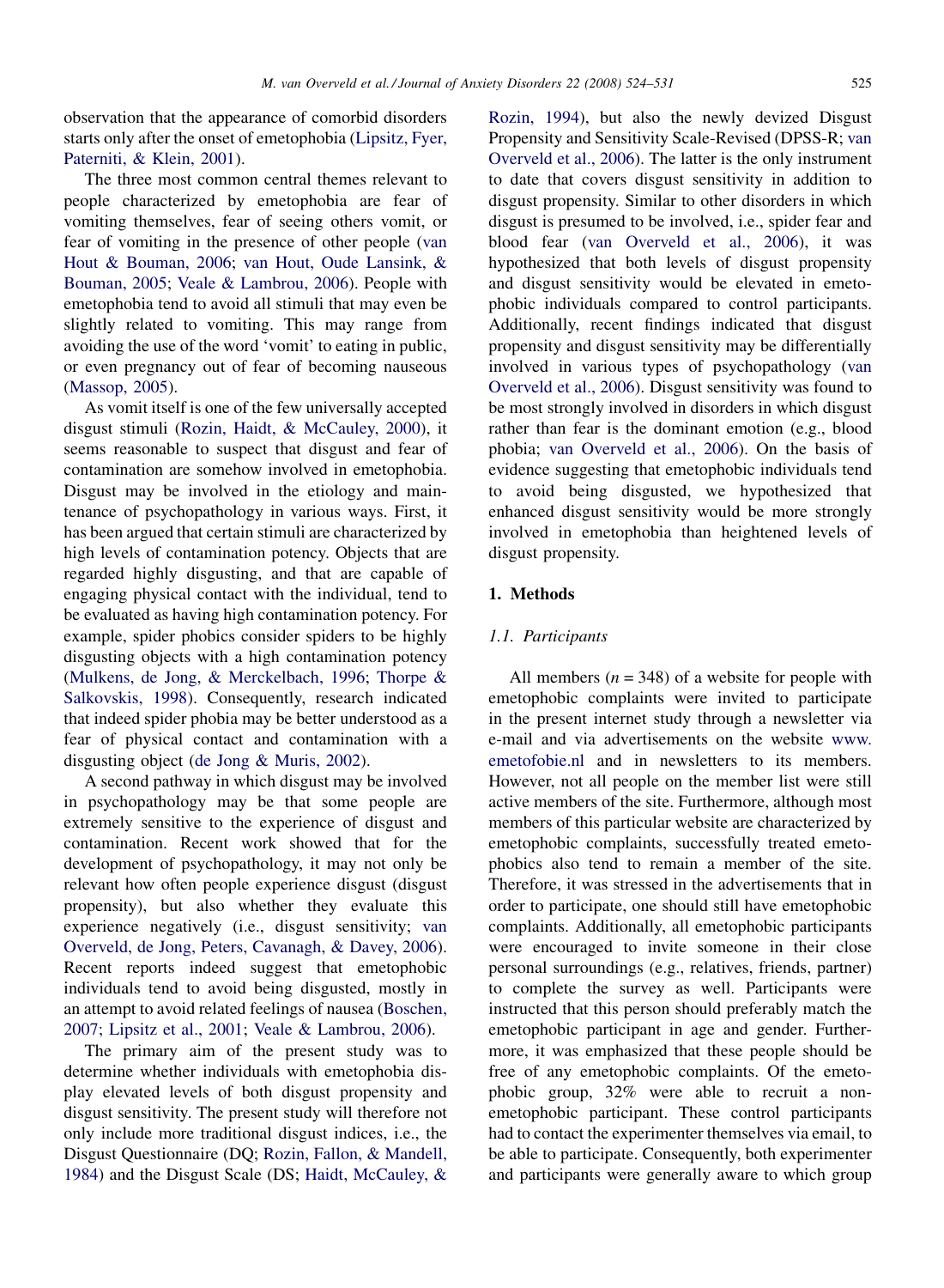observation that the appearance of comorbid disorders starts only after the onset of emetophobia (Lipsitz, Fyer, Paterniti, & Klein, 2001).

The three most common central themes relevant to people characterized by emetophobia are fear of vomiting themselves, fear of seeing others vomit, or fear of vomiting in the presence of other people (van Hout & Bouman, 2006; van Hout, Oude Lansink, & Bouman, 2005; Veale & Lambrou, 2006). People with emetophobia tend to avoid all stimuli that may even be slightly related to vomiting. This may range from avoiding the use of the word 'vomit' to eating in public, or even pregnancy out of fear of becoming nauseous (Massop, 2005).

As vomit itself is one of the few universally accepted disgust stimuli (Rozin, Haidt, & McCauley, 2000), it seems reasonable to suspect that disgust and fear of contamination are somehow involved in emetophobia. Disgust may be involved in the etiology and maintenance of psychopathology in various ways. First, it has been argued that certain stimuli are characterized by high levels of contamination potency. Objects that are regarded highly disgusting, and that are capable of engaging physical contact with the individual, tend to be evaluated as having high contamination potency. For example, spider phobics consider spiders to be highly disgusting objects with a high contamination potency (Mulkens, de Jong, & Merckelbach, 1996; Thorpe & Salkovskis, 1998). Consequently, research indicated that indeed spider phobia may be better understood as a fear of physical contact and contamination with a disgusting object (de Jong & Muris, 2002).

A second pathway in which disgust may be involved in psychopathology may be that some people are extremely sensitive to the experience of disgust and contamination. Recent work showed that for the development of psychopathology, it may not only be relevant how often people experience disgust (disgust propensity), but also whether they evaluate this experience negatively (i.e., disgust sensitivity; van Overveld, de Jong, Peters, Cavanagh, & Davey, 2006). Recent reports indeed suggest that emetophobic individuals tend to avoid being disgusted, mostly in an attempt to avoid related feelings of nausea (Boschen, 2007; Lipsitz et al., 2001; Veale & Lambrou, 2006).

The primary aim of the present study was to determine whether individuals with emetophobia display elevated levels of both disgust propensity and disgust sensitivity. The present study will therefore not only include more traditional disgust indices, i.e., the Disgust Questionnaire (DQ; Rozin, Fallon, & Mandell, 1984) and the Disgust Scale (DS; Haidt, McCauley, & Rozin, 1994), but also the newly devized Disgust Propensity and Sensitivity Scale-Revised (DPSS-R; van Overveld et al., 2006). The latter is the only instrument to date that covers disgust sensitivity in addition to disgust propensity. Similar to other disorders in which disgust is presumed to be involved, i.e., spider fear and blood fear (van Overveld et al., 2006), it was hypothesized that both levels of disgust propensity and disgust sensitivity would be elevated in emetophobic individuals compared to control participants. Additionally, recent findings indicated that disgust propensity and disgust sensitivity may be differentially involved in various types of psychopathology (van Overveld et al., 2006). Disgust sensitivity was found to be most strongly involved in disorders in which disgust rather than fear is the dominant emotion (e.g., blood phobia; van Overveld et al., 2006). On the basis of evidence suggesting that emetophobic individuals tend to avoid being disgusted, we hypothesized that enhanced disgust sensitivity would be more strongly involved in emetophobia than heightened levels of disgust propensity.

## 1. Methods

### 1.1. Participants

All members ($n = 348$) of a website for people with emetophobic complaints were invited to participate in the present internet study through a newsletter via e-mail and via advertisements on the website www.emetofobie.nl and in newsletters to its members. However, not all people on the member list were still active members of the site. Furthermore, although most members of this particular website are characterized by emetophobic complaints, successfully treated emetophobics also tend to remain a member of the site. Therefore, it was stressed in the advertisements that in order to participate, one should still have emetophobic complaints. Additionally, all emetophobic participants were encouraged to invite someone in their close personal surroundings (e.g., relatives, friends, partner) to complete the survey as well. Participants were instructed that this person should preferably match the emetophobic participant in age and gender. Furthermore, it was emphasized that these people should be free of any emetophobic complaints. Of the emetophobic group, 32% were able to recruit a non-emetophobic participant. These control participants had to contact the experimenter themselves via email, to be able to participate. Consequently, both experimenter and participants were generally aware to which group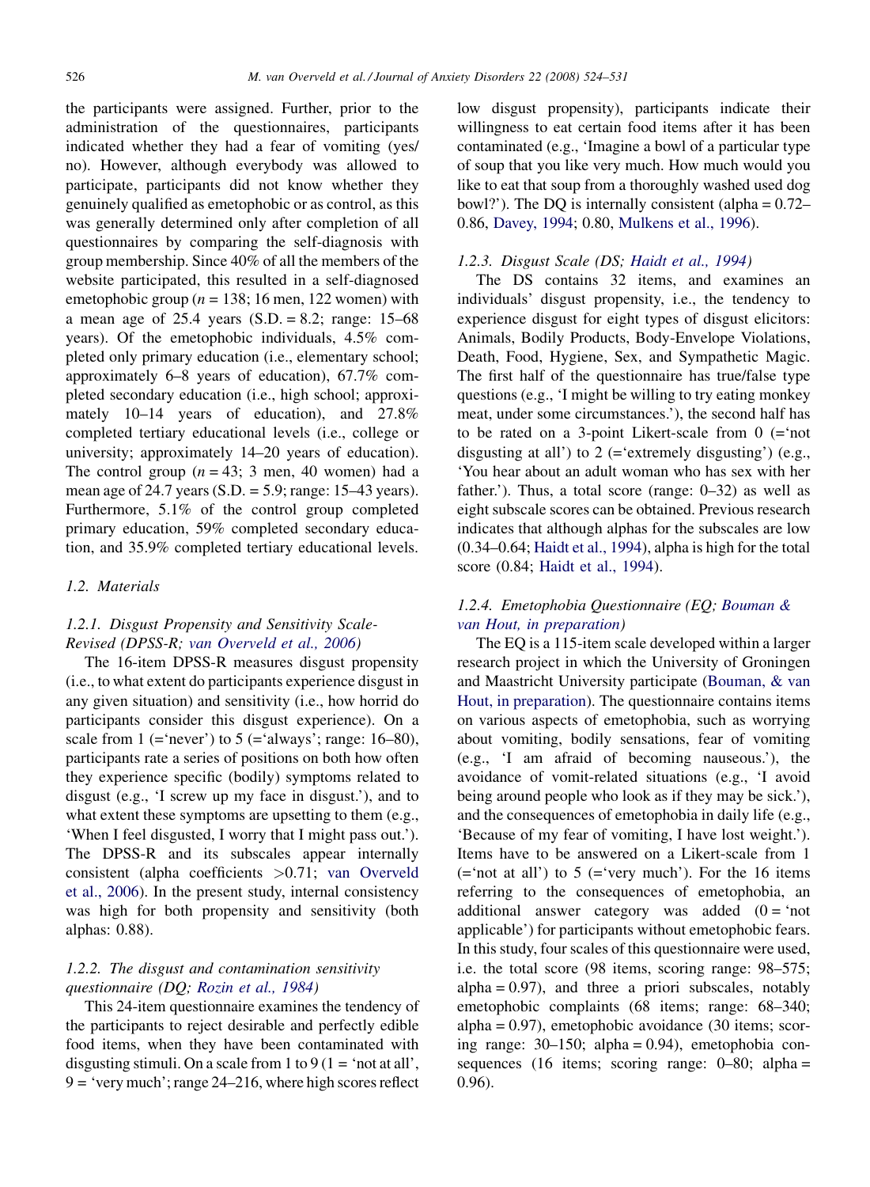the participants were assigned. Further, prior to the administration of the questionnaires, participants indicated whether they had a fear of vomiting (yes/no). However, although everybody was allowed to participate, participants did not know whether they genuinely qualified as emetophobic or as control, as this was generally determined only after completion of all questionnaires by comparing the self-diagnosis with group membership. Since 40% of all the members of the website participated, this resulted in a self-diagnosed emetophobic group ($n = 138$; 16 men, 122 women) with a mean age of 25.4 years (S.D. = 8.2; range: 15–68 years). Of the emetophobic individuals, 4.5% completed only primary education (i.e., elementary school; approximately 6–8 years of education), 67.7% completed secondary education (i.e., high school; approximately 10–14 years of education), and 27.8% completed tertiary educational levels (i.e., college or university; approximately 14–20 years of education). The control group ($n = 43$; 3 men, 40 women) had a mean age of 24.7 years (S.D. = 5.9; range: 15–43 years). Furthermore, 5.1% of the control group completed primary education, 59% completed secondary education, and 35.9% completed tertiary educational levels.

### 1.2. Materials

#### 1.2.1. Disgust Propensity and Sensitivity Scale-Revised (DPSS-R; van Overveld et al., 2006)

The 16-item DPSS-R measures disgust propensity (i.e., to what extent do participants experience disgust in any given situation) and sensitivity (i.e., how horrid do participants consider this disgust experience). On a scale from 1 (='never') to 5 (='always'; range: 16–80), participants rate a series of positions on both how often they experience specific (bodily) symptoms related to disgust (e.g., 'I screw up my face in disgust.'), and to what extent these symptoms are upsetting to them (e.g., 'When I feel disgusted, I worry that I might pass out.'). The DPSS-R and its subscales appear internally consistent (alpha coefficients >0.71; van Overveld et al., 2006). In the present study, internal consistency was high for both propensity and sensitivity (both alphas: 0.88).

#### 1.2.2. The disgust and contamination sensitivity questionnaire (DQ; Rozin et al., 1984)

This 24-item questionnaire examines the tendency of the participants to reject desirable and perfectly edible food items, when they have been contaminated with disgusting stimuli. On a scale from 1 to 9 (1 = 'not at all', 9 = 'very much'; range 24–216, where high scores reflect low disgust propensity), participants indicate their willingness to eat certain food items after it has been contaminated (e.g., 'Imagine a bowl of a particular type of soup that you like very much. How much would you like to eat that soup from a thoroughly washed used dog bowl?'). The DQ is internally consistent (alpha = 0.72–0.86, Davey, 1994; 0.80, Mulkens et al., 1996).

#### 1.2.3. Disgust Scale (DS; Haidt et al., 1994)

The DS contains 32 items, and examines an individuals' disgust propensity, i.e., the tendency to experience disgust for eight types of disgust elicitors: Animals, Bodily Products, Body-Envelope Violations, Death, Food, Hygiene, Sex, and Sympathetic Magic. The first half of the questionnaire has true/false type questions (e.g., 'I might be willing to try eating monkey meat, under some circumstances.'), the second half has to be rated on a 3-point Likert-scale from 0 (='not disgusting at all') to 2 (='extremely disgusting') (e.g., 'You hear about an adult woman who has sex with her father.'). Thus, a total score (range: 0–32) as well as eight subscale scores can be obtained. Previous research indicates that although alphas for the subscales are low (0.34–0.64; Haidt et al., 1994), alpha is high for the total score (0.84; Haidt et al., 1994).

#### 1.2.4. Emetophobia Questionnaire (EQ; Bouman & van Hout, in preparation)

The EQ is a 115-item scale developed within a larger research project in which the University of Groningen and Maastricht University participate (Bouman, & van Hout, in preparation). The questionnaire contains items on various aspects of emetophobia, such as worrying about vomiting, bodily sensations, fear of vomiting (e.g., 'I am afraid of becoming nauseous.'), the avoidance of vomit-related situations (e.g., 'I avoid being around people who look as if they may be sick.'), and the consequences of emetophobia in daily life (e.g., 'Because of my fear of vomiting, I have lost weight.'). Items have to be answered on a Likert-scale from 1 (='not at all') to 5 (='very much'). For the 16 items referring to the consequences of emetophobia, an additional answer category was added (0 = 'not applicable') for participants without emetophobic fears. In this study, four scales of this questionnaire were used, i.e. the total score (98 items, scoring range: 98–575; alpha = 0.97), and three a priori subscales, notably emetophobic complaints (68 items; range: 68–340; alpha = 0.97), emetophobic avoidance (30 items; scoring range: 30–150; alpha = 0.94), emetophobia consequences (16 items; scoring range: 0–80; alpha = 0.96).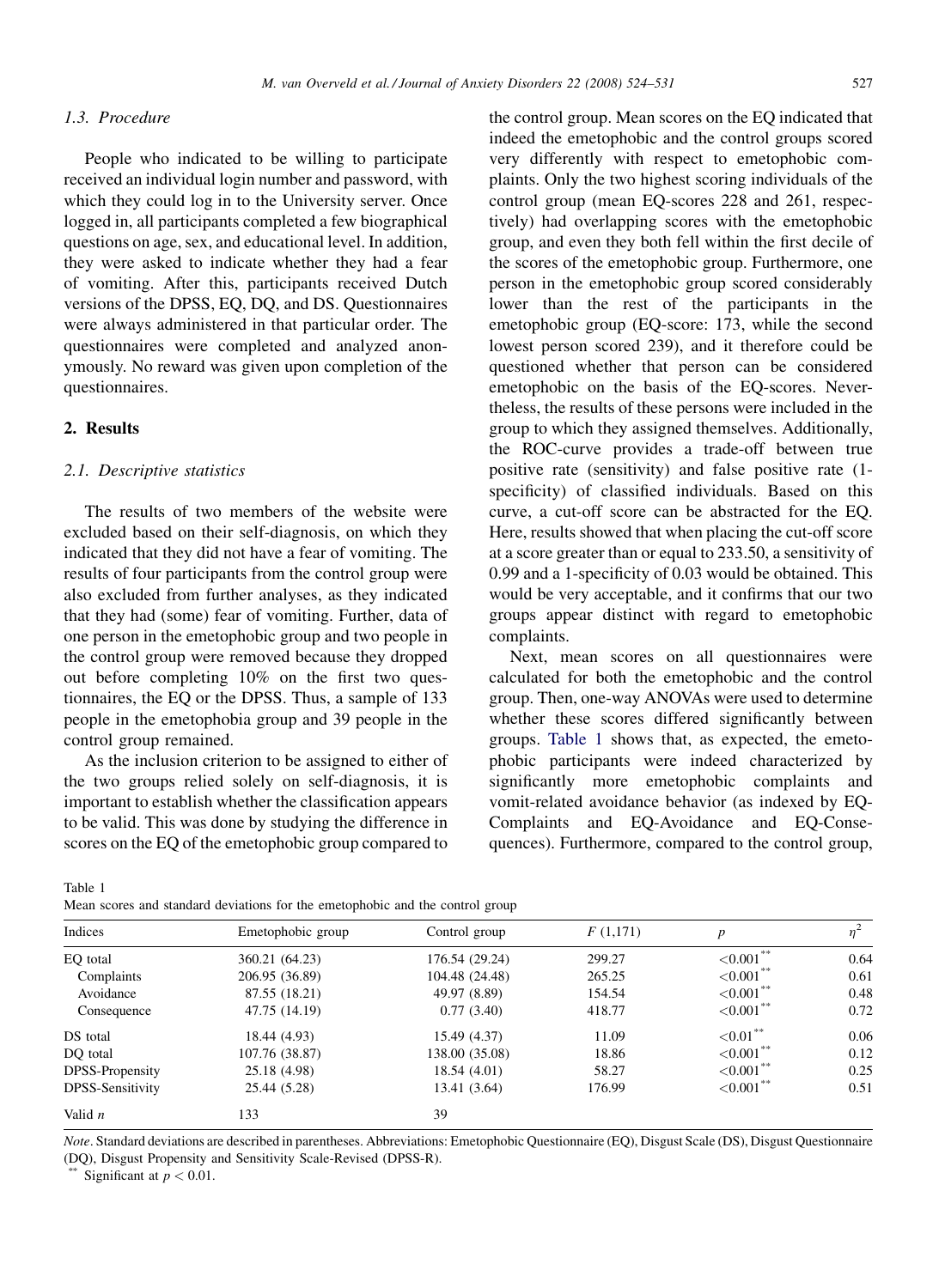### 1.3. Procedure

People who indicated to be willing to participate received an individual login number and password, with which they could log in to the University server. Once logged in, all participants completed a few biographical questions on age, sex, and educational level. In addition, they were asked to indicate whether they had a fear of vomiting. After this, participants received Dutch versions of the DPSS, EQ, DQ, and DS. Questionnaires were always administered in that particular order. The questionnaires were completed and analyzed anonymously. No reward was given upon completion of the questionnaires.

## 2. Results

### 2.1. Descriptive statistics

The results of two members of the website were excluded based on their self-diagnosis, on which they indicated that they did not have a fear of vomiting. The results of four participants from the control group were also excluded from further analyses, as they indicated that they had (some) fear of vomiting. Further, data of one person in the emetophobic group and two people in the control group were removed because they dropped out before completing 10% on the first two questionnaires, the EQ or the DPSS. Thus, a sample of 133 people in the emetophobia group and 39 people in the control group remained.

As the inclusion criterion to be assigned to either of the two groups relied solely on self-diagnosis, it is important to establish whether the classification appears to be valid. This was done by studying the difference in scores on the EQ of the emetophobic group compared to the control group. Mean scores on the EQ indicated that indeed the emetophobic and the control groups scored very differently with respect to emetophobic complaints. Only the two highest scoring individuals of the control group (mean EQ-scores 228 and 261, respectively) had overlapping scores with the emetophobic group, and even they both fell within the first decile of the scores of the emetophobic group. Furthermore, one person in the emetophobic group scored considerably lower than the rest of the participants in the emetophobic group (EQ-score: 173, while the second lowest person scored 239), and it therefore could be questioned whether that person can be considered emetophobic on the basis of the EQ-scores. Nevertheless, the results of these persons were included in the group to which they assigned themselves. Additionally, the ROC-curve provides a trade-off between true positive rate (sensitivity) and false positive rate (1-specificity) of classified individuals. Based on this curve, a cut-off score can be abstracted for the EQ. Here, results showed that when placing the cut-off score at a score greater than or equal to 233.50, a sensitivity of 0.99 and a 1-specificity of 0.03 would be obtained. This would be very acceptable, and it confirms that our two groups appear distinct with regard to emetophobic complaints.

Next, mean scores on all questionnaires were calculated for both the emetophobic and the control group. Then, one-way ANOVAs were used to determine whether these scores differed significantly between groups. Table 1 shows that, as expected, the emetophobic participants were indeed characterized by significantly more emetophobic complaints and vomit-related avoidance behavior (as indexed by EQ-Complaints and EQ-Avoidance and EQ-Consequences). Furthermore, compared to the control group,

Table 1
Mean scores and standard deviations for the emetophobic and the control group

| Indices | Emetophobic group | Control group | $F$ (1,171) | $p$ | $\eta^2$ |
|---|---|---|---|---|---|
| EQ total | 360.21 (64.23) | 176.54 (29.24) | 299.27 | $<0.001^{**}$ | 0.64 |
| Complaints | 206.95 (36.89) | 104.48 (24.48) | 265.25 | $<0.001^{**}$ | 0.61 |
| Avoidance | 87.55 (18.21) | 49.97 (8.89) | 154.54 | $<0.001^{**}$ | 0.48 |
| Consequence | 47.75 (14.19) | 0.77 (3.40) | 418.77 | $<0.001^{**}$ | 0.72 |
| DS total | 18.44 (4.93) | 15.49 (4.37) | 11.09 | $<0.01^{**}$ | 0.06 |
| DQ total | 107.76 (38.87) | 138.00 (35.08) | 18.86 | $<0.001^{**}$ | 0.12 |
| DPSS-Propensity | 25.18 (4.98) | 18.54 (4.01) | 58.27 | $<0.001^{**}$ | 0.25 |
| DPSS-Sensitivity | 25.44 (5.28) | 13.41 (3.64) | 176.99 | $<0.001^{**}$ | 0.51 |
| Valid $n$ | 133 | 39 | | | |

*Note*. Standard deviations are described in parentheses. Abbreviations: Emetophobic Questionnaire (EQ), Disgust Scale (DS), Disgust Questionnaire (DQ), Disgust Propensity and Sensitivity Scale-Revised (DPSS-R).

** Significant at $p < 0.01$.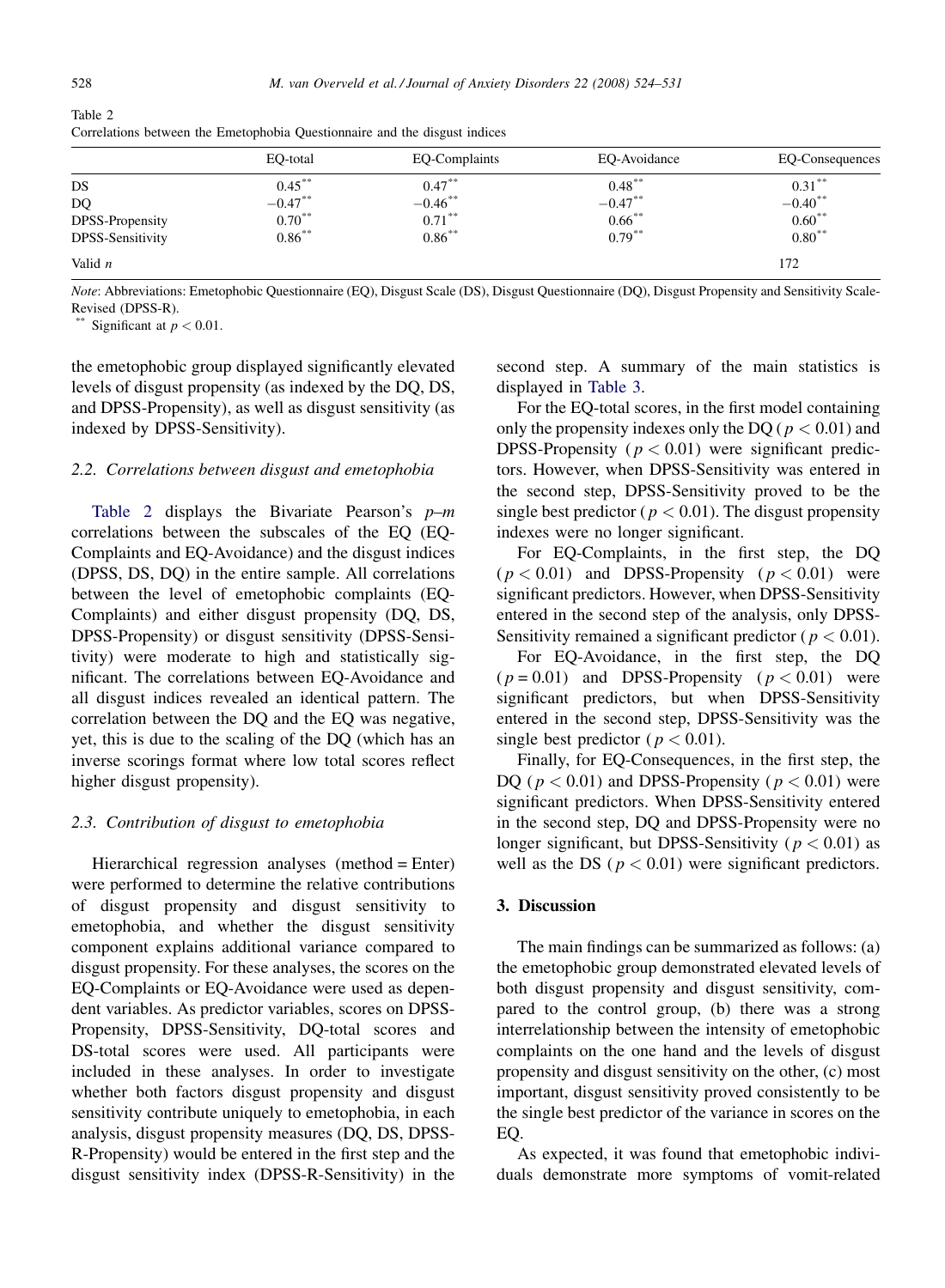Table 2
Correlations between the Emetophobia Questionnaire and the disgust indices

| | EQ-total | EQ-Complaints | EQ-Avoidance | EQ-Consequences |
|---|---|---|---|---|
| DS | $0.45^{**}$ | $0.47^{**}$ | $0.48^{**}$ | $0.31^{**}$ |
| DQ | $-0.47^{**}$ | $-0.46^{**}$ | $-0.47^{**}$ | $-0.40^{**}$ |
| DPSS-Propensity | $0.70^{**}$ | $0.71^{**}$ | $0.66^{**}$ | $0.60^{**}$ |
| DPSS-Sensitivity | $0.86^{**}$ | $0.86^{**}$ | $0.79^{**}$ | $0.80^{**}$ |
| Valid *n* | | | | 172 |

*Note*: Abbreviations: Emetophobic Questionnaire (EQ), Disgust Scale (DS), Disgust Questionnaire (DQ), Disgust Propensity and Sensitivity Scale-Revised (DPSS-R).

** Significant at $p < 0.01$.

the emetophobic group displayed significantly elevated levels of disgust propensity (as indexed by the DQ, DS, and DPSS-Propensity), as well as disgust sensitivity (as indexed by DPSS-Sensitivity).

### 2.2. Correlations between disgust and emetophobia

Table 2 displays the Bivariate Pearson's *p–m* correlations between the subscales of the EQ (EQ-Complaints and EQ-Avoidance) and the disgust indices (DPSS, DS, DQ) in the entire sample. All correlations between the level of emetophobic complaints (EQ-Complaints) and either disgust propensity (DQ, DS, DPSS-Propensity) or disgust sensitivity (DPSS-Sensitivity) were moderate to high and statistically significant. The correlations between EQ-Avoidance and all disgust indices revealed an identical pattern. The correlation between the DQ and the EQ was negative, yet, this is due to the scaling of the DQ (which has an inverse scorings format where low total scores reflect higher disgust propensity).

### 2.3. Contribution of disgust to emetophobia

Hierarchical regression analyses (method = Enter) were performed to determine the relative contributions of disgust propensity and disgust sensitivity to emetophobia, and whether the disgust sensitivity component explains additional variance compared to disgust propensity. For these analyses, the scores on the EQ-Complaints or EQ-Avoidance were used as dependent variables. As predictor variables, scores on DPSS-Propensity, DPSS-Sensitivity, DQ-total scores and DS-total scores were used. All participants were included in these analyses. In order to investigate whether both factors disgust propensity and disgust sensitivity contribute uniquely to emetophobia, in each analysis, disgust propensity measures (DQ, DS, DPSS-R-Propensity) would be entered in the first step and the disgust sensitivity index (DPSS-R-Sensitivity) in the second step. A summary of the main statistics is displayed in Table 3.

For the EQ-total scores, in the first model containing only the propensity indexes only the DQ ($p < 0.01$) and DPSS-Propensity ($p < 0.01$) were significant predictors. However, when DPSS-Sensitivity was entered in the second step, DPSS-Sensitivity proved to be the single best predictor ($p < 0.01$). The disgust propensity indexes were no longer significant.

For EQ-Complaints, in the first step, the DQ ($p < 0.01$) and DPSS-Propensity ($p < 0.01$) were significant predictors. However, when DPSS-Sensitivity entered in the second step of the analysis, only DPSS-Sensitivity remained a significant predictor ($p < 0.01$).

For EQ-Avoidance, in the first step, the DQ ($p = 0.01$) and DPSS-Propensity ($p < 0.01$) were significant predictors, but when DPSS-Sensitivity entered in the second step, DPSS-Sensitivity was the single best predictor ($p < 0.01$).

Finally, for EQ-Consequences, in the first step, the DQ ($p < 0.01$) and DPSS-Propensity ($p < 0.01$) were significant predictors. When DPSS-Sensitivity entered in the second step, DQ and DPSS-Propensity were no longer significant, but DPSS-Sensitivity ($p < 0.01$) as well as the DS ($p < 0.01$) were significant predictors.

## 3. Discussion

The main findings can be summarized as follows: (a) the emetophobic group demonstrated elevated levels of both disgust propensity and disgust sensitivity, compared to the control group, (b) there was a strong interrelationship between the intensity of emetophobic complaints on the one hand and the levels of disgust propensity and disgust sensitivity on the other, (c) most important, disgust sensitivity proved consistently to be the single best predictor of the variance in scores on the EQ.

As expected, it was found that emetophobic individuals demonstrate more symptoms of vomit-related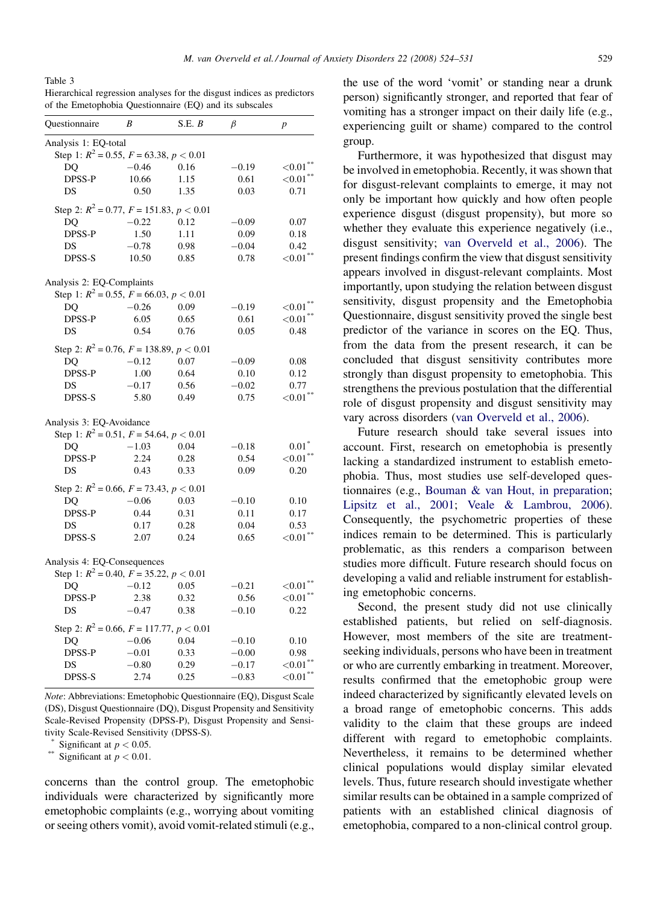Table 3
Hierarchical regression analyses for the disgust indices as predictors of the Emetophobia Questionnaire (EQ) and its subscales

| Questionnaire | $B$ | S.E. $B$ | $\beta$ | $p$ |
|---|---|---|---|---|
| Analysis 1: EQ-total | | | | |
| Step 1: $R^2 = 0.55$, $F = 63.38$, $p < 0.01$ | | | | |
| DQ | −0.46 | 0.16 | −0.19 | <0.01** |
| DPSS-P | 10.66 | 1.15 | 0.61 | <0.01** |
| DS | 0.50 | 1.35 | 0.03 | 0.71 |
| Step 2: $R^2 = 0.77$, $F = 151.83$, $p < 0.01$ | | | | |
| DQ | −0.22 | 0.12 | −0.09 | 0.07 |
| DPSS-P | 1.50 | 1.11 | 0.09 | 0.18 |
| DS | −0.78 | 0.98 | −0.04 | 0.42 |
| DPSS-S | 10.50 | 0.85 | 0.78 | <0.01** |
| Analysis 2: EQ-Complaints | | | | |
| Step 1: $R^2 = 0.55$, $F = 66.03$, $p < 0.01$ | | | | |
| DQ | −0.26 | 0.09 | −0.19 | <0.01** |
| DPSS-P | 6.05 | 0.65 | 0.61 | <0.01** |
| DS | 0.54 | 0.76 | 0.05 | 0.48 |
| Step 2: $R^2 = 0.76$, $F = 138.89$, $p < 0.01$ | | | | |
| DQ | −0.12 | 0.07 | −0.09 | 0.08 |
| DPSS-P | 1.00 | 0.64 | 0.10 | 0.12 |
| DS | −0.17 | 0.56 | −0.02 | 0.77 |
| DPSS-S | 5.80 | 0.49 | 0.75 | <0.01** |
| Analysis 3: EQ-Avoidance | | | | |
| Step 1: $R^2 = 0.51$, $F = 54.64$, $p < 0.01$ | | | | |
| DQ | −1.03 | 0.04 | −0.18 | 0.01* |
| DPSS-P | 2.24 | 0.28 | 0.54 | <0.01** |
| DS | 0.43 | 0.33 | 0.09 | 0.20 |
| Step 2: $R^2 = 0.66$, $F = 73.43$, $p < 0.01$ | | | | |
| DQ | −0.06 | 0.03 | −0.10 | 0.10 |
| DPSS-P | 0.44 | 0.31 | 0.11 | 0.17 |
| DS | 0.17 | 0.28 | 0.04 | 0.53 |
| DPSS-S | 2.07 | 0.24 | 0.65 | <0.01** |
| Analysis 4: EQ-Consequences | | | | |
| Step 1: $R^2 = 0.40$, $F = 35.22$, $p < 0.01$ | | | | |
| DQ | −0.12 | 0.05 | −0.21 | <0.01** |
| DPSS-P | 2.38 | 0.32 | 0.56 | <0.01** |
| DS | −0.47 | 0.38 | −0.10 | 0.22 |
| Step 2: $R^2 = 0.66$, $F = 117.77$, $p < 0.01$ | | | | |
| DQ | −0.06 | 0.04 | −0.10 | 0.10 |
| DPSS-P | −0.01 | 0.33 | −0.00 | 0.98 |
| DS | −0.80 | 0.29 | −0.17 | <0.01** |
| DPSS-S | 2.74 | 0.25 | −0.83 | <0.01** |

*Note*: Abbreviations: Emetophobic Questionnaire (EQ), Disgust Scale (DS), Disgust Questionnaire (DQ), Disgust Propensity and Sensitivity Scale-Revised Propensity (DPSS-P), Disgust Propensity and Sensitivity Scale-Revised Sensitivity (DPSS-S).
\* Significant at $p < 0.05$.
\*\* Significant at $p < 0.01$.

concerns than the control group. The emetophobic individuals were characterized by significantly more emetophobic complaints (e.g., worrying about vomiting or seeing others vomit), avoid vomit-related stimuli (e.g., the use of the word 'vomit' or standing near a drunk person) significantly stronger, and reported that fear of vomiting has a stronger impact on their daily life (e.g., experiencing guilt or shame) compared to the control group.

Furthermore, it was hypothesized that disgust may be involved in emetophobia. Recently, it was shown that for disgust-relevant complaints to emerge, it may not only be important how quickly and how often people experience disgust (disgust propensity), but more so whether they evaluate this experience negatively (i.e., disgust sensitivity; van Overveld et al., 2006). The present findings confirm the view that disgust sensitivity appears involved in disgust-relevant complaints. Most importantly, upon studying the relation between disgust sensitivity, disgust propensity and the Emetophobia Questionnaire, disgust sensitivity proved the single best predictor of the variance in scores on the EQ. Thus, from the data from the present research, it can be concluded that disgust sensitivity contributes more strongly than disgust propensity to emetophobia. This strengthens the previous postulation that the differential role of disgust propensity and disgust sensitivity may vary across disorders (van Overveld et al., 2006).

Future research should take several issues into account. First, research on emetophobia is presently lacking a standardized instrument to establish emetophobia. Thus, most studies use self-developed questionnaires (e.g., Bouman & van Hout, in preparation; Lipsitz et al., 2001; Veale & Lambrou, 2006). Consequently, the psychometric properties of these indices remain to be determined. This is particularly problematic, as this renders a comparison between studies more difficult. Future research should focus on developing a valid and reliable instrument for establishing emetophobic concerns.

Second, the present study did not use clinically established patients, but relied on self-diagnosis. However, most members of the site are treatment-seeking individuals, persons who have been in treatment or who are currently embarking in treatment. Moreover, results confirmed that the emetophobic group were indeed characterized by significantly elevated levels on a broad range of emetophobic concerns. This adds validity to the claim that these groups are indeed different with regard to emetophobic complaints. Nevertheless, it remains to be determined whether clinical populations would display similar elevated levels. Thus, future research should investigate whether similar results can be obtained in a sample comprised of patients with an established clinical diagnosis of emetophobia, compared to a non-clinical control group.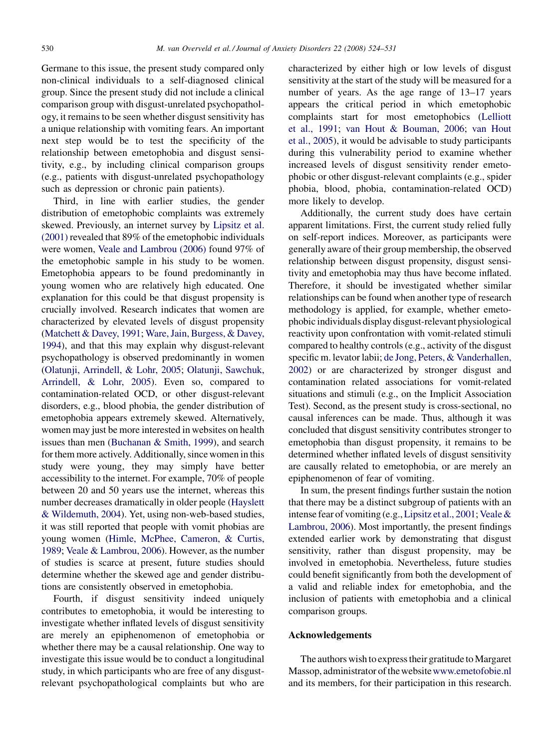Germane to this issue, the present study compared only non-clinical individuals to a self-diagnosed clinical group. Since the present study did not include a clinical comparison group with disgust-unrelated psychopathology, it remains to be seen whether disgust sensitivity has a unique relationship with vomiting fears. An important next step would be to test the specificity of the relationship between emetophobia and disgust sensitivity, e.g., by including clinical comparison groups (e.g., patients with disgust-unrelated psychopathology such as depression or chronic pain patients).

Third, in line with earlier studies, the gender distribution of emetophobic complaints was extremely skewed. Previously, an internet survey by Lipsitz et al. (2001) revealed that 89% of the emetophobic individuals were women, Veale and Lambrou (2006) found 97% of the emetophobic sample in his study to be women. Emetophobia appears to be found predominantly in young women who are relatively high educated. One explanation for this could be that disgust propensity is crucially involved. Research indicates that women are characterized by elevated levels of disgust propensity (Matchett & Davey, 1991; Ware, Jain, Burgess, & Davey, 1994), and that this may explain why disgust-relevant psychopathology is observed predominantly in women (Olatunji, Arrindell, & Lohr, 2005; Olatunji, Sawchuk, Arrindell, & Lohr, 2005). Even so, compared to contamination-related OCD, or other disgust-relevant disorders, e.g., blood phobia, the gender distribution of emetophobia appears extremely skewed. Alternatively, women may just be more interested in websites on health issues than men (Buchanan & Smith, 1999), and search for them more actively. Additionally, since women in this study were young, they may simply have better accessibility to the internet. For example, 70% of people between 20 and 50 years use the internet, whereas this number decreases dramatically in older people (Hayslett & Wildemuth, 2004). Yet, using non-web-based studies, it was still reported that people with vomit phobias are young women (Himle, McPhee, Cameron, & Curtis, 1989; Veale & Lambrou, 2006). However, as the number of studies is scarce at present, future studies should determine whether the skewed age and gender distributions are consistently observed in emetophobia.

Fourth, if disgust sensitivity indeed uniquely contributes to emetophobia, it would be interesting to investigate whether inflated levels of disgust sensitivity are merely an epiphenomenon of emetophobia or whether there may be a causal relationship. One way to investigate this issue would be to conduct a longitudinal study, in which participants who are free of any disgust-relevant psychopathological complaints but who are characterized by either high or low levels of disgust sensitivity at the start of the study will be measured for a number of years. As the age range of 13–17 years appears the critical period in which emetophobic complaints start for most emetophobics (Lelliott et al., 1991; van Hout & Bouman, 2006; van Hout et al., 2005), it would be advisable to study participants during this vulnerability period to examine whether increased levels of disgust sensitivity render emetophobic or other disgust-relevant complaints (e.g., spider phobia, blood, phobia, contamination-related OCD) more likely to develop.

Additionally, the current study does have certain apparent limitations. First, the current study relied fully on self-report indices. Moreover, as participants were generally aware of their group membership, the observed relationship between disgust propensity, disgust sensitivity and emetophobia may thus have become inflated. Therefore, it should be investigated whether similar relationships can be found when another type of research methodology is applied, for example, whether emetophobic individuals display disgust-relevant physiological reactivity upon confrontation with vomit-related stimuli compared to healthy controls (e.g., activity of the disgust specific m. levator labii; de Jong, Peters, & Vanderhallen, 2002) or are characterized by stronger disgust and contamination related associations for vomit-related situations and stimuli (e.g., on the Implicit Association Test). Second, as the present study is cross-sectional, no causal inferences can be made. Thus, although it was concluded that disgust sensitivity contributes stronger to emetophobia than disgust propensity, it remains to be determined whether inflated levels of disgust sensitivity are causally related to emetophobia, or are merely an epiphenomenon of fear of vomiting.

In sum, the present findings further sustain the notion that there may be a distinct subgroup of patients with an intense fear of vomiting (e.g., Lipsitz et al., 2001; Veale & Lambrou, 2006). Most importantly, the present findings extended earlier work by demonstrating that disgust sensitivity, rather than disgust propensity, may be involved in emetophobia. Nevertheless, future studies could benefit significantly from both the development of a valid and reliable index for emetophobia, and the inclusion of patients with emetophobia and a clinical comparison groups.

## Acknowledgements

The authors wish to express their gratitude to Margaret Massop, administrator of the website www.emetofobie.nl and its members, for their participation in this research.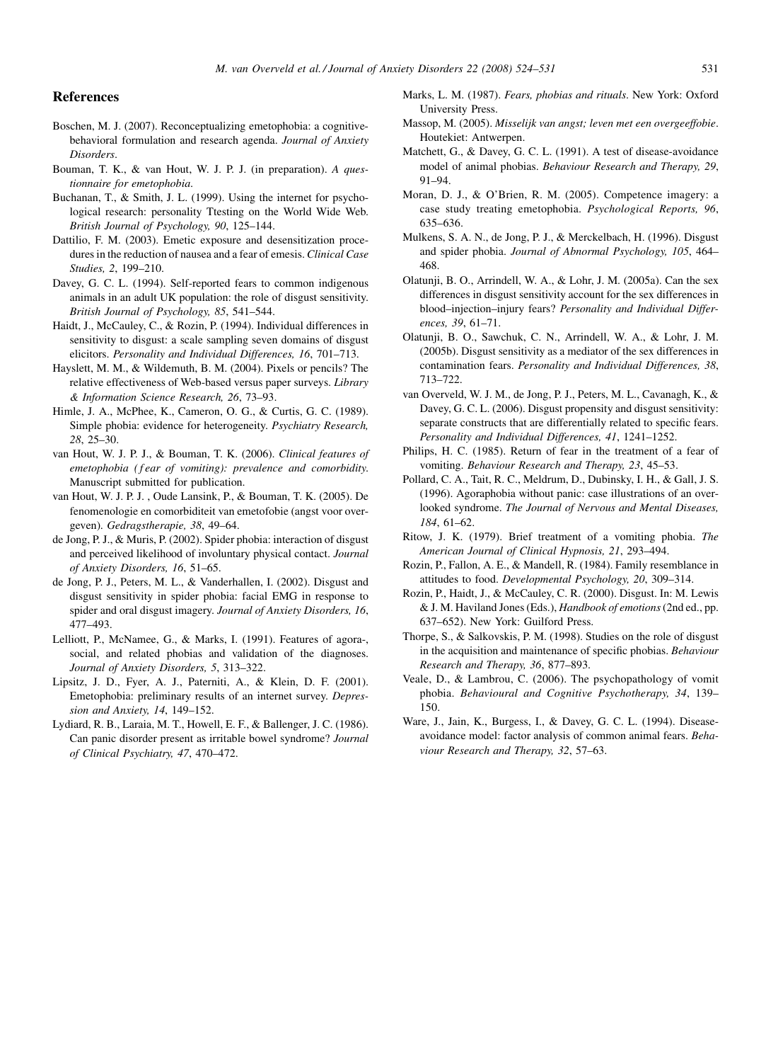## References

Boschen, M. J. (2007). Reconceptualizing emetophobia: a cognitive-behavioral formulation and research agenda. *Journal of Anxiety Disorders*.

Bouman, T. K., & van Hout, W. J. P. J. (in preparation). *A questionnaire for emetophobia*.

Buchanan, T., & Smith, J. L. (1999). Using the internet for psychological research: personality Ttesting on the World Wide Web. *British Journal of Psychology, 90*, 125–144.

Dattilio, F. M. (2003). Emetic exposure and desensitization procedures in the reduction of nausea and a fear of emesis. *Clinical Case Studies, 2*, 199–210.

Davey, G. C. L. (1994). Self-reported fears to common indigenous animals in an adult UK population: the role of disgust sensitivity. *British Journal of Psychology, 85*, 541–544.

Haidt, J., McCauley, C., & Rozin, P. (1994). Individual differences in sensitivity to disgust: a scale sampling seven domains of disgust elicitors. *Personality and Individual Differences, 16*, 701–713.

Hayslett, M. M., & Wildemuth, B. M. (2004). Pixels or pencils? The relative effectiveness of Web-based versus paper surveys. *Library & Information Science Research, 26*, 73–93.

Himle, J. A., McPhee, K., Cameron, O. G., & Curtis, G. C. (1989). Simple phobia: evidence for heterogeneity. *Psychiatry Research, 28*, 25–30.

van Hout, W. J. P. J., & Bouman, T. K. (2006). *Clinical features of emetophobia (fear of vomiting): prevalence and comorbidity.* Manuscript submitted for publication.

van Hout, W. J. P. J. , Oude Lansink, P., & Bouman, T. K. (2005). De fenomenologie en comorbiditeit van emetofobie (angst voor overgeven). *Gedragstherapie, 38*, 49–64.

de Jong, P. J., & Muris, P. (2002). Spider phobia: interaction of disgust and perceived likelihood of involuntary physical contact. *Journal of Anxiety Disorders, 16*, 51–65.

de Jong, P. J., Peters, M. L., & Vanderhallen, I. (2002). Disgust and disgust sensitivity in spider phobia: facial EMG in response to spider and oral disgust imagery. *Journal of Anxiety Disorders, 16*, 477–493.

Lelliott, P., McNamee, G., & Marks, I. (1991). Features of agora-, social, and related phobias and validation of the diagnoses. *Journal of Anxiety Disorders, 5*, 313–322.

Lipsitz, J. D., Fyer, A. J., Paterniti, A., & Klein, D. F. (2001). Emetophobia: preliminary results of an internet survey. *Depression and Anxiety, 14*, 149–152.

Lydiard, R. B., Laraia, M. T., Howell, E. F., & Ballenger, J. C. (1986). Can panic disorder present as irritable bowel syndrome? *Journal of Clinical Psychiatry, 47*, 470–472.

Marks, L. M. (1987). *Fears, phobias and rituals*. New York: Oxford University Press.

Massop, M. (2005). *Misselijk van angst; leven met een overgeeffobie*. Houtekiet: Antwerpen.

Matchett, G., & Davey, G. C. L. (1991). A test of disease-avoidance model of animal phobias. *Behaviour Research and Therapy, 29*, 91–94.

Moran, D. J., & O'Brien, R. M. (2005). Competence imagery: a case study treating emetophobia. *Psychological Reports, 96*, 635–636.

Mulkens, S. A. N., de Jong, P. J., & Merckelbach, H. (1996). Disgust and spider phobia. *Journal of Abnormal Psychology, 105*, 464–468.

Olatunji, B. O., Arrindell, W. A., & Lohr, J. M. (2005a). Can the sex differences in disgust sensitivity account for the sex differences in blood–injection–injury fears? *Personality and Individual Differences, 39*, 61–71.

Olatunji, B. O., Sawchuk, C. N., Arrindell, W. A., & Lohr, J. M. (2005b). Disgust sensitivity as a mediator of the sex differences in contamination fears. *Personality and Individual Differences, 38*, 713–722.

van Overveld, W. J. M., de Jong, P. J., Peters, M. L., Cavanagh, K., & Davey, G. C. L. (2006). Disgust propensity and disgust sensitivity: separate constructs that are differentially related to specific fears. *Personality and Individual Differences, 41*, 1241–1252.

Philips, H. C. (1985). Return of fear in the treatment of a fear of vomiting. *Behaviour Research and Therapy, 23*, 45–53.

Pollard, C. A., Tait, R. C., Meldrum, D., Dubinsky, I. H., & Gall, J. S. (1996). Agoraphobia without panic: case illustrations of an overlooked syndrome. *The Journal of Nervous and Mental Diseases, 184*, 61–62.

Ritow, J. K. (1979). Brief treatment of a vomiting phobia. *The American Journal of Clinical Hypnosis, 21*, 293–494.

Rozin, P., Fallon, A. E., & Mandell, R. (1984). Family resemblance in attitudes to food. *Developmental Psychology, 20*, 309–314.

Rozin, P., Haidt, J., & McCauley, C. R. (2000). Disgust. In: M. Lewis & J. M. Haviland Jones (Eds.), *Handbook of emotions* (2nd ed., pp. 637–652). New York: Guilford Press.

Thorpe, S., & Salkovskis, P. M. (1998). Studies on the role of disgust in the acquisition and maintenance of specific phobias. *Behaviour Research and Therapy, 36*, 877–893.

Veale, D., & Lambrou, C. (2006). The psychopathology of vomit phobia. *Behavioural and Cognitive Psychotherapy, 34*, 139–150.

Ware, J., Jain, K., Burgess, I., & Davey, G. C. L. (1994). Disease-avoidance model: factor analysis of common animal fears. *Behaviour Research and Therapy, 32*, 57–63.